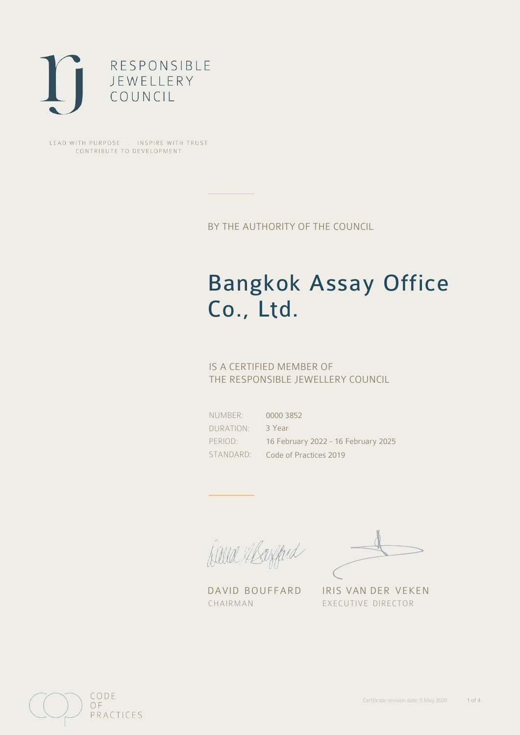RESPONSIBLE
JEWELLERY
COUNCIL

LEAD WITH PURPOSE . INSPIRE WITH TRUST
CONTRIBUTE TO DEVELOPMENT

BY THE AUTHORITY OF THE COUNCIL

# Bangkok Assay Office Co., Ltd.

IS A CERTIFIED MEMBER OF
THE RESPONSIBLE JEWELLERY COUNCIL

| | |
|---|---|
| NUMBER: | 0000 3852 |
| DURATION: | 3 Year |
| PERIOD: | 16 February 2022 - 16 February 2025 |
| STANDARD: | Code of Practices 2019 |

DAVID BOUFFARD
CHAIRMAN

IRIS VAN DER VEKEN
EXECUTIVE DIRECTOR

CODE
OF
PRACTICES

Certificate revision date: 5 May 2020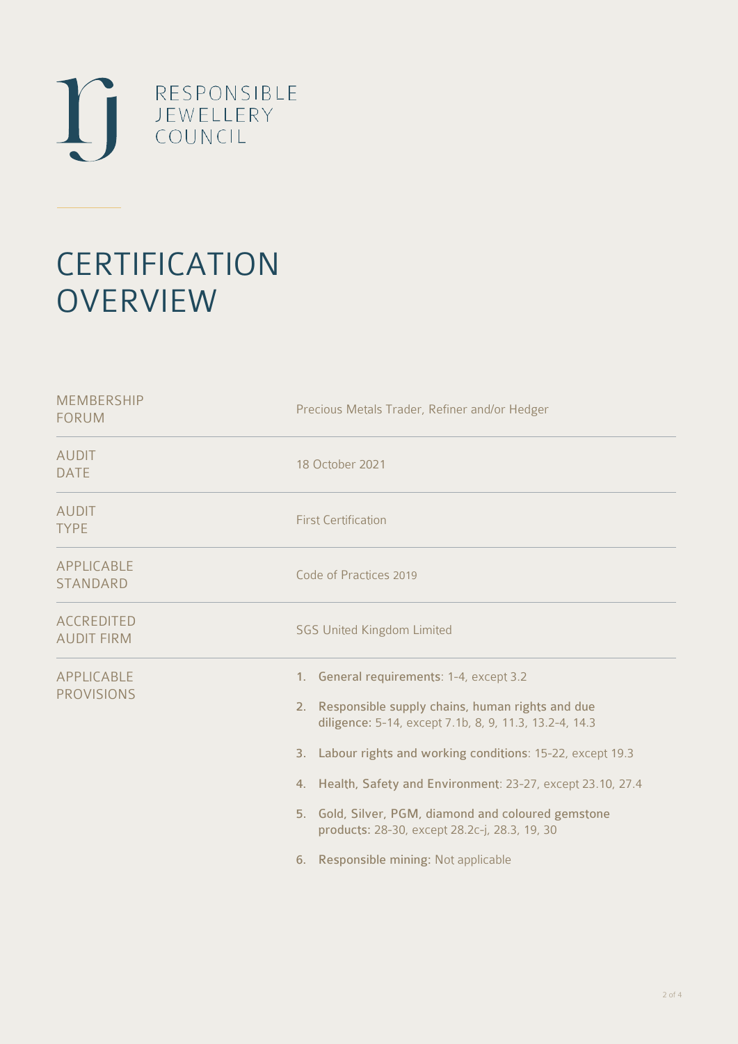RESPONSIBLE JEWELLERY COUNCIL

# CERTIFICATION OVERVIEW

| | |
|---|---|
| MEMBERSHIP FORUM | Precious Metals Trader, Refiner and/or Hedger |
| AUDIT DATE | 18 October 2021 |
| AUDIT TYPE | First Certification |
| APPLICABLE STANDARD | Code of Practices 2019 |
| ACCREDITED AUDIT FIRM | SGS United Kingdom Limited |
| APPLICABLE PROVISIONS | 1. **General requirements**: 1-4, except 3.2<br>2. **Responsible supply chains, human rights and due diligence**: 5-14, except 7.1b, 8, 9, 11.3, 13.2-4, 14.3<br>3. **Labour rights and working conditions**: 15-22, except 19.3<br>4. **Health, Safety and Environment**: 23-27, except 23.10, 27.4<br>5. **Gold, Silver, PGM, diamond and coloured gemstone products**: 28-30, except 28.2c-j, 28.3, 19, 30<br>6. **Responsible mining**: Not applicable |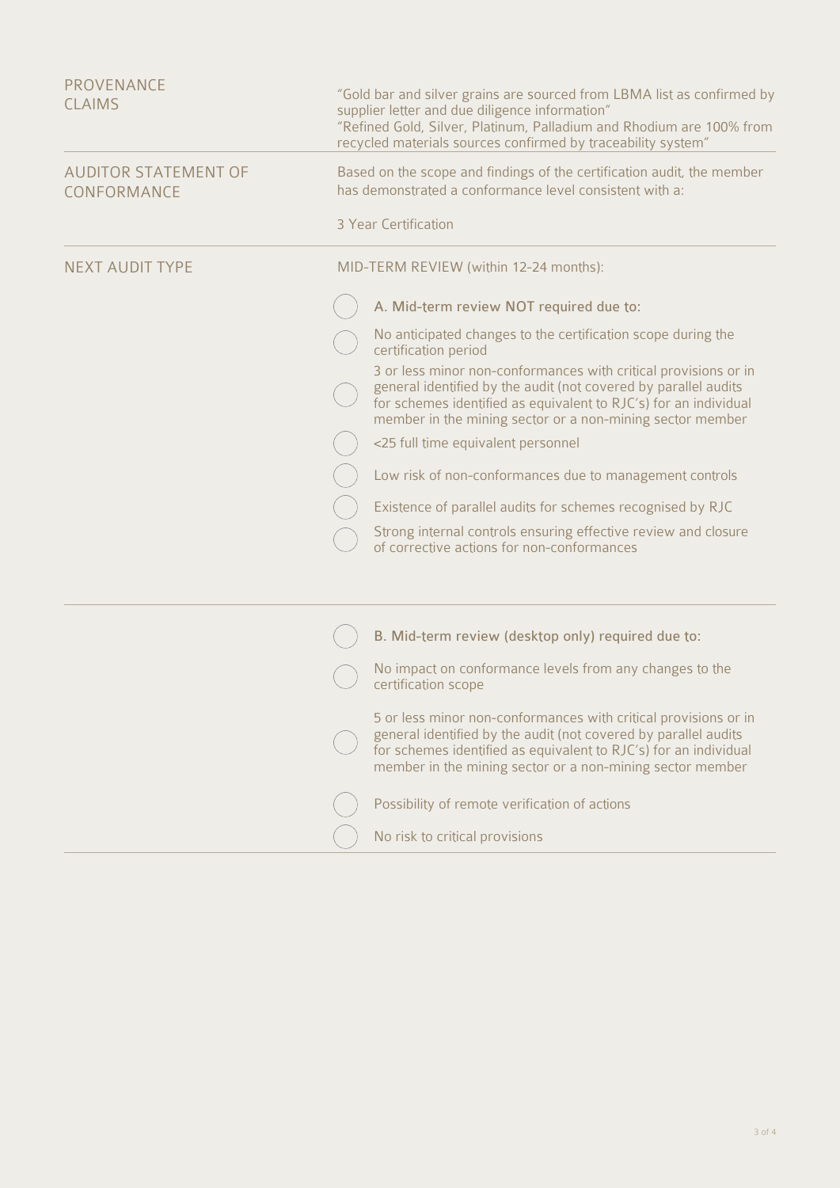| | |
|---|---|
| **PROVENANCE CLAIMS** | "Gold bar and silver grains are sourced from LBMA list as confirmed by supplier letter and due diligence information"<br>"Refined Gold, Silver, Platinum, Palladium and Rhodium are 100% from recycled materials sources confirmed by traceability system" |
| **AUDITOR STATEMENT OF CONFORMANCE** | Based on the scope and findings of the certification audit, the member has demonstrated a conformance level consistent with a:<br><br>3 Year Certification |
| **NEXT AUDIT TYPE** | MID-TERM REVIEW (within 12-24 months):<br><br>◯ A. Mid-term review NOT required due to:<br>◯ No anticipated changes to the certification scope during the certification period<br>◯ 3 or less minor non-conformances with critical provisions or in general identified by the audit (not covered by parallel audits for schemes identified as equivalent to RJC's) for an individual member in the mining sector or a non-mining sector member<br>◯ <25 full time equivalent personnel<br>◯ Low risk of non-conformances due to management controls<br>◯ Existence of parallel audits for schemes recognised by RJC<br>◯ Strong internal controls ensuring effective review and closure of corrective actions for non-conformances |
| | ◯ B. Mid-term review (desktop only) required due to:<br>◯ No impact on conformance levels from any changes to the certification scope<br>◯ 5 or less minor non-conformances with critical provisions or in general identified by the audit (not covered by parallel audits for schemes identified as equivalent to RJC's) for an individual member in the mining sector or a non-mining sector member<br>◯ Possibility of remote verification of actions<br>◯ No risk to critical provisions |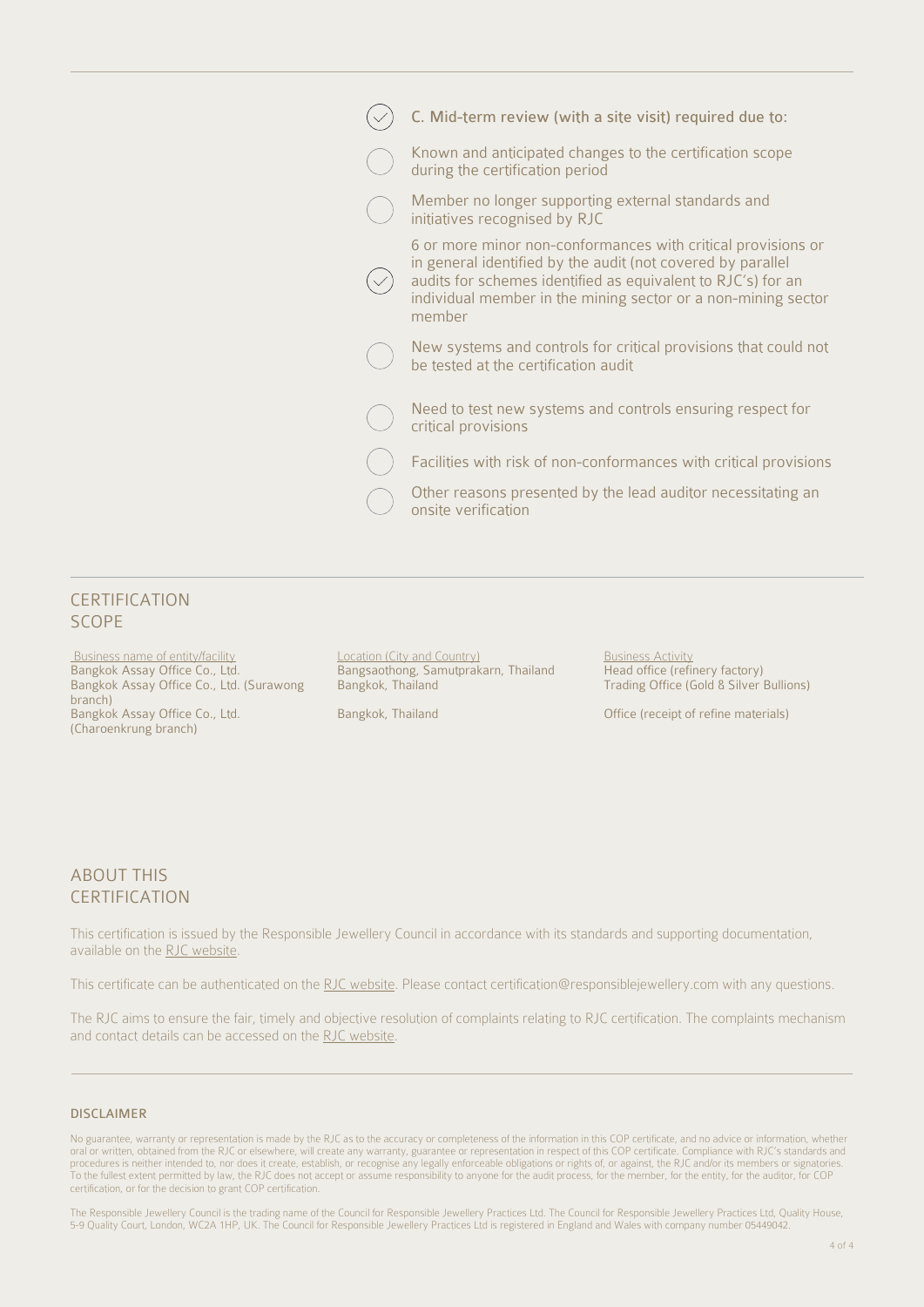- [x] C. Mid-term review (with a site visit) required due to:
- [ ] Known and anticipated changes to the certification scope during the certification period
- [ ] Member no longer supporting external standards and initiatives recognised by RJC
- [x] 6 or more minor non-conformances with critical provisions or in general identified by the audit (not covered by parallel audits for schemes identified as equivalent to RJC's) for an individual member in the mining sector or a non-mining sector member
- [ ] New systems and controls for critical provisions that could not be tested at the certification audit
- [ ] Need to test new systems and controls ensuring respect for critical provisions
- [ ] Facilities with risk of non-conformances with critical provisions
- [ ] Other reasons presented by the lead auditor necessitating an onsite verification

## CERTIFICATION SCOPE

| Business name of entity/facility | Location (City and Country) | Business Activity |
|---|---|---|
| Bangkok Assay Office Co., Ltd. | Bangsaothong, Samutprakarn, Thailand | Head office (refinery factory) |
| Bangkok Assay Office Co., Ltd. (Surawong branch) | Bangkok, Thailand | Trading Office (Gold & Silver Bullions) |
| Bangkok Assay Office Co., Ltd. (Charoenkrung branch) | Bangkok, Thailand | Office (receipt of refine materials) |

## ABOUT THIS CERTIFICATION

This certification is issued by the Responsible Jewellery Council in accordance with its standards and supporting documentation, available on the RJC website.

This certificate can be authenticated on the RJC website. Please contact certification@responsiblejewellery.com with any questions.

The RJC aims to ensure the fair, timely and objective resolution of complaints relating to RJC certification. The complaints mechanism and contact details can be accessed on the RJC website.

### DISCLAIMER

No guarantee, warranty or representation is made by the RJC as to the accuracy or completeness of the information in this COP certificate, and no advice or information, whether oral or written, obtained from the RJC or elsewhere, will create any warranty, guarantee or representation in respect of this COP certificate. Compliance with RJC's standards and procedures is neither intended to, nor does it create, establish, or recognise any legally enforceable obligations or rights of, or against, the RJC and/or its members or signatories. To the fullest extent permitted by law, the RJC does not accept or assume responsibility to anyone for the audit process, for the member, for the entity, for the auditor, for COP certification, or for the decision to grant COP certification.

The Responsible Jewellery Council is the trading name of the Council for Responsible Jewellery Practices Ltd. The Council for Responsible Jewellery Practices Ltd, Quality House, 5-9 Quality Court, London, WC2A 1HP, UK. The Council for Responsible Jewellery Practices Ltd is registered in England and Wales with company number 05449042.